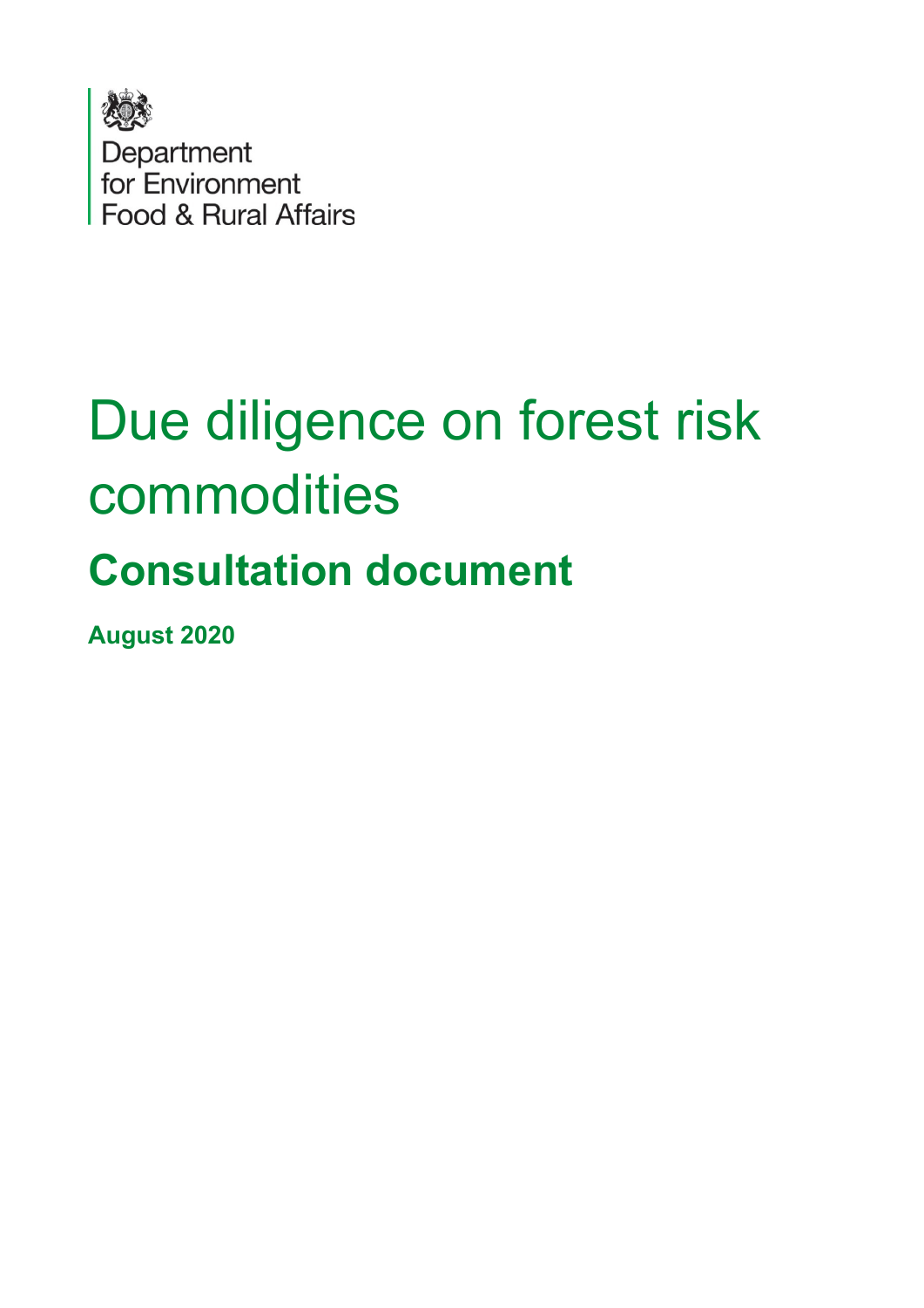Department
for Environment
Food & Rural Affairs

# Due diligence on forest risk commodities

## Consultation document

**August 2020**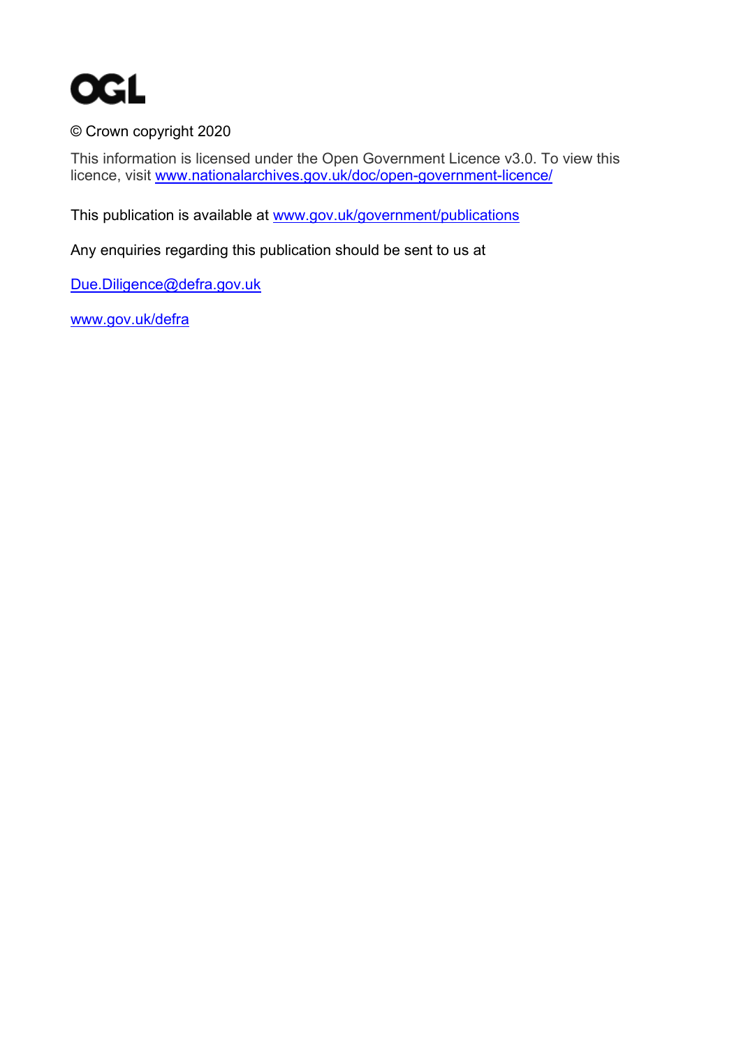OGL

© Crown copyright 2020

This information is licensed under the Open Government Licence v3.0. To view this licence, visit [www.nationalarchives.gov.uk/doc/open-government-licence/](http://www.nationalarchives.gov.uk/doc/open-government-licence/)

This publication is available at [www.gov.uk/government/publications](http://www.gov.uk/government/publications)

Any enquiries regarding this publication should be sent to us at

[Due.Diligence@defra.gov.uk](mailto:Due.Diligence@defra.gov.uk)

[www.gov.uk/defra](http://www.gov.uk/defra)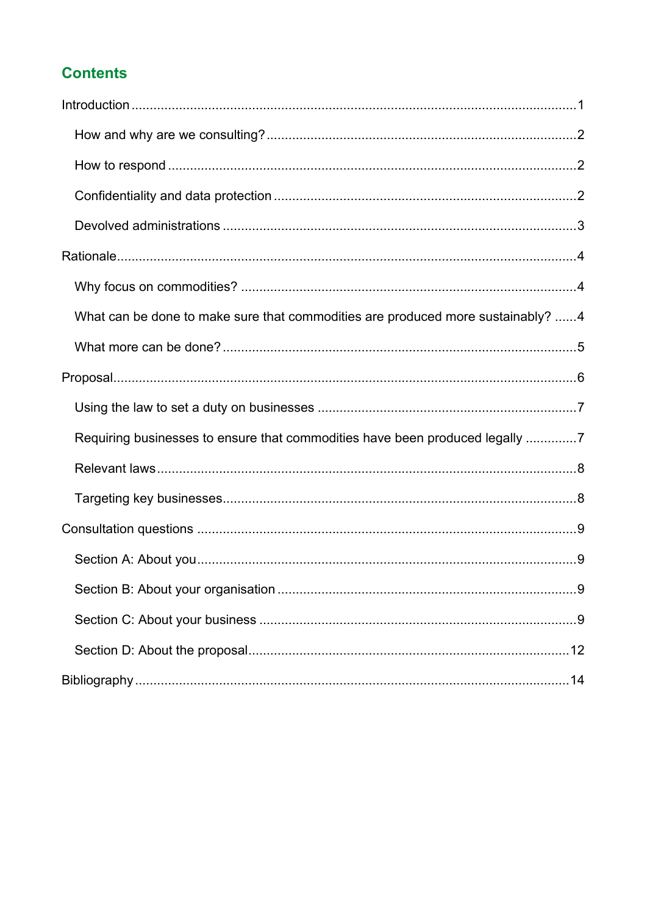## Contents

- Introduction ........ 1
  - How and why are we consulting? ........ 2
  - How to respond ........ 2
  - Confidentiality and data protection ........ 2
  - Devolved administrations ........ 3
- Rationale ........ 4
  - Why focus on commodities? ........ 4
  - What can be done to make sure that commodities are produced more sustainably? ........ 4
  - What more can be done? ........ 5
- Proposal ........ 6
  - Using the law to set a duty on businesses ........ 7
  - Requiring businesses to ensure that commodities have been produced legally ........ 7
  - Relevant laws ........ 8
  - Targeting key businesses ........ 8
- Consultation questions ........ 9
  - Section A: About you ........ 9
  - Section B: About your organisation ........ 9
  - Section C: About your business ........ 9
  - Section D: About the proposal ........ 12
- Bibliography ........ 14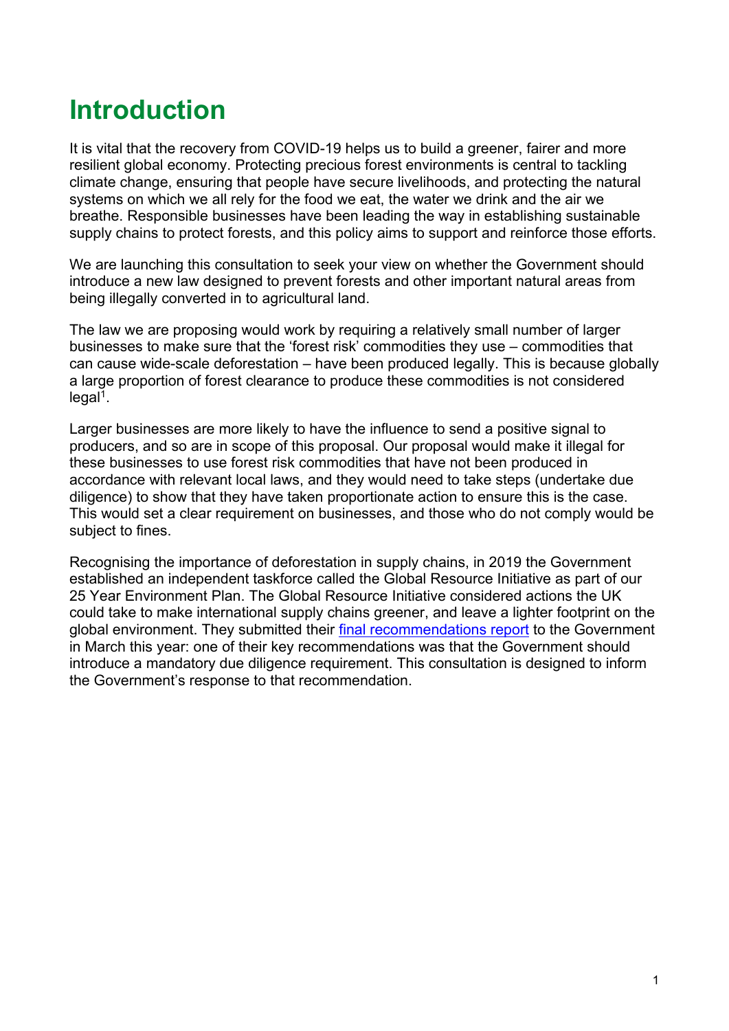# Introduction

It is vital that the recovery from COVID-19 helps us to build a greener, fairer and more resilient global economy. Protecting precious forest environments is central to tackling climate change, ensuring that people have secure livelihoods, and protecting the natural systems on which we all rely for the food we eat, the water we drink and the air we breathe. Responsible businesses have been leading the way in establishing sustainable supply chains to protect forests, and this policy aims to support and reinforce those efforts.

We are launching this consultation to seek your view on whether the Government should introduce a new law designed to prevent forests and other important natural areas from being illegally converted in to agricultural land.

The law we are proposing would work by requiring a relatively small number of larger businesses to make sure that the 'forest risk' commodities they use – commodities that can cause wide-scale deforestation – have been produced legally. This is because globally a large proportion of forest clearance to produce these commodities is not considered legal[1].

Larger businesses are more likely to have the influence to send a positive signal to producers, and so are in scope of this proposal. Our proposal would make it illegal for these businesses to use forest risk commodities that have not been produced in accordance with relevant local laws, and they would need to take steps (undertake due diligence) to show that they have taken proportionate action to ensure this is the case. This would set a clear requirement on businesses, and those who do not comply would be subject to fines.

Recognising the importance of deforestation in supply chains, in 2019 the Government established an independent taskforce called the Global Resource Initiative as part of our 25 Year Environment Plan. The Global Resource Initiative considered actions the UK could take to make international supply chains greener, and leave a lighter footprint on the global environment. They submitted their final recommendations report to the Government in March this year: one of their key recommendations was that the Government should introduce a mandatory due diligence requirement. This consultation is designed to inform the Government's response to that recommendation.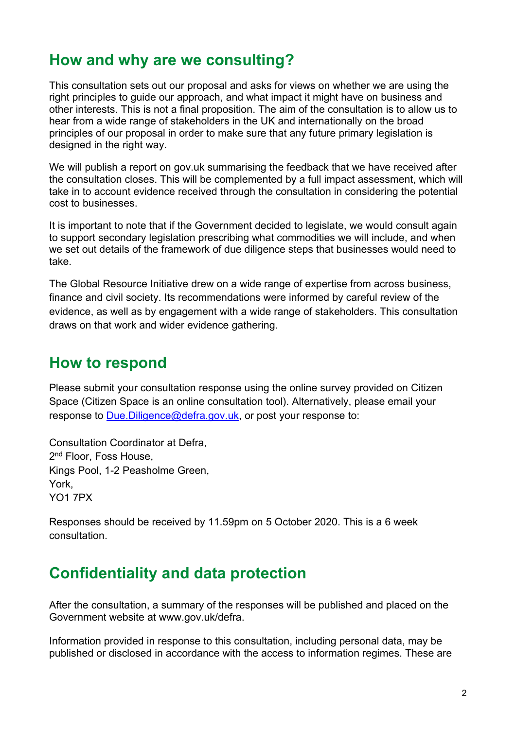## How and why are we consulting?

This consultation sets out our proposal and asks for views on whether we are using the right principles to guide our approach, and what impact it might have on business and other interests. This is not a final proposition. The aim of the consultation is to allow us to hear from a wide range of stakeholders in the UK and internationally on the broad principles of our proposal in order to make sure that any future primary legislation is designed in the right way.

We will publish a report on gov.uk summarising the feedback that we have received after the consultation closes. This will be complemented by a full impact assessment, which will take in to account evidence received through the consultation in considering the potential cost to businesses.

It is important to note that if the Government decided to legislate, we would consult again to support secondary legislation prescribing what commodities we will include, and when we set out details of the framework of due diligence steps that businesses would need to take.

The Global Resource Initiative drew on a wide range of expertise from across business, finance and civil society. Its recommendations were informed by careful review of the evidence, as well as by engagement with a wide range of stakeholders. This consultation draws on that work and wider evidence gathering.

## How to respond

Please submit your consultation response using the online survey provided on Citizen Space (Citizen Space is an online consultation tool). Alternatively, please email your response to [Due.Diligence@defra.gov.uk](mailto:Due.Diligence@defra.gov.uk), or post your response to:

Consultation Coordinator at Defra,
2nd Floor, Foss House,
Kings Pool, 1-2 Peasholme Green,
York,
YO1 7PX

Responses should be received by 11.59pm on 5 October 2020. This is a 6 week consultation.

## Confidentiality and data protection

After the consultation, a summary of the responses will be published and placed on the Government website at www.gov.uk/defra.

Information provided in response to this consultation, including personal data, may be published or disclosed in accordance with the access to information regimes. These are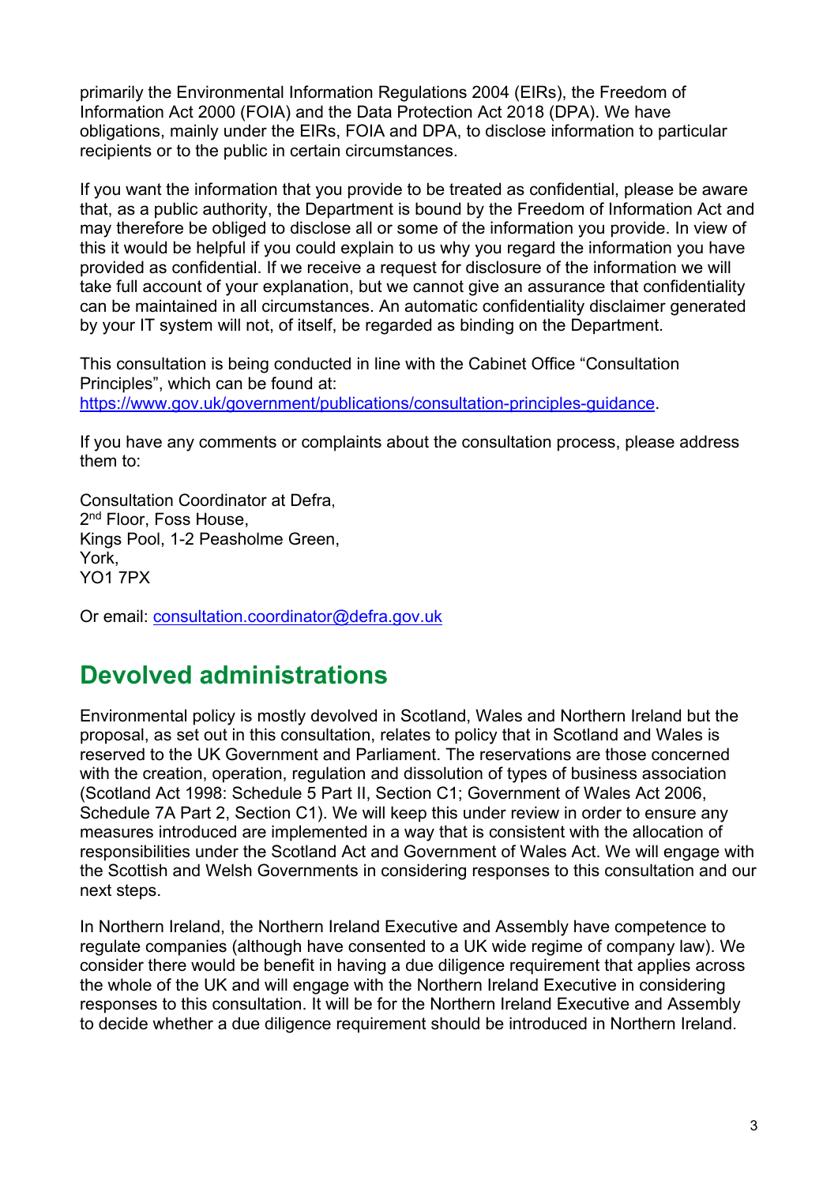primarily the Environmental Information Regulations 2004 (EIRs), the Freedom of Information Act 2000 (FOIA) and the Data Protection Act 2018 (DPA). We have obligations, mainly under the EIRs, FOIA and DPA, to disclose information to particular recipients or to the public in certain circumstances.

If you want the information that you provide to be treated as confidential, please be aware that, as a public authority, the Department is bound by the Freedom of Information Act and may therefore be obliged to disclose all or some of the information you provide. In view of this it would be helpful if you could explain to us why you regard the information you have provided as confidential. If we receive a request for disclosure of the information we will take full account of your explanation, but we cannot give an assurance that confidentiality can be maintained in all circumstances. An automatic confidentiality disclaimer generated by your IT system will not, of itself, be regarded as binding on the Department.

This consultation is being conducted in line with the Cabinet Office "Consultation Principles", which can be found at: [https://www.gov.uk/government/publications/consultation-principles-guidance](https://www.gov.uk/government/publications/consultation-principles-guidance).

If you have any comments or complaints about the consultation process, please address them to:

Consultation Coordinator at Defra,
2nd Floor, Foss House,
Kings Pool, 1-2 Peasholme Green,
York,
YO1 7PX

Or email: [consultation.coordinator@defra.gov.uk](mailto:consultation.coordinator@defra.gov.uk)

## Devolved administrations

Environmental policy is mostly devolved in Scotland, Wales and Northern Ireland but the proposal, as set out in this consultation, relates to policy that in Scotland and Wales is reserved to the UK Government and Parliament. The reservations are those concerned with the creation, operation, regulation and dissolution of types of business association (Scotland Act 1998: Schedule 5 Part II, Section C1; Government of Wales Act 2006, Schedule 7A Part 2, Section C1). We will keep this under review in order to ensure any measures introduced are implemented in a way that is consistent with the allocation of responsibilities under the Scotland Act and Government of Wales Act. We will engage with the Scottish and Welsh Governments in considering responses to this consultation and our next steps.

In Northern Ireland, the Northern Ireland Executive and Assembly have competence to regulate companies (although have consented to a UK wide regime of company law). We consider there would be benefit in having a due diligence requirement that applies across the whole of the UK and will engage with the Northern Ireland Executive in considering responses to this consultation. It will be for the Northern Ireland Executive and Assembly to decide whether a due diligence requirement should be introduced in Northern Ireland.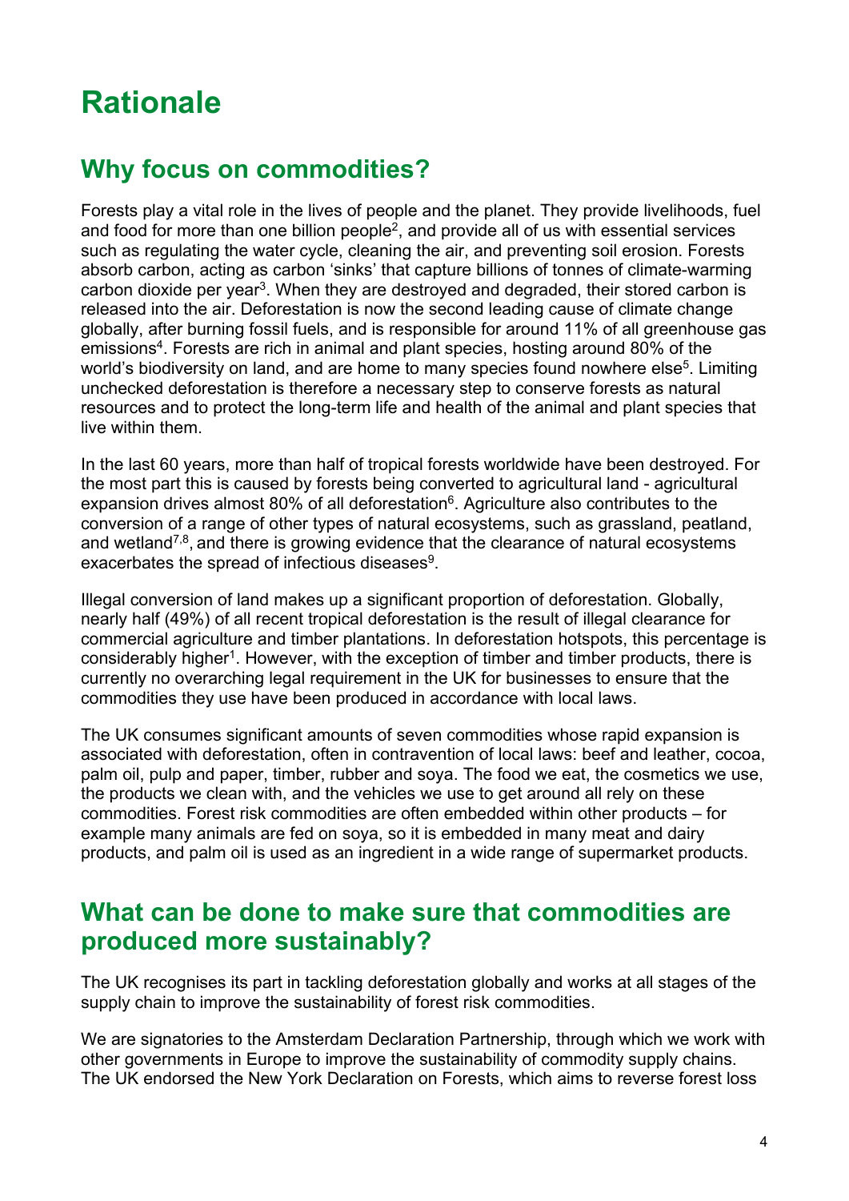# Rationale

## Why focus on commodities?

Forests play a vital role in the lives of people and the planet. They provide livelihoods, fuel and food for more than one billion people[2], and provide all of us with essential services such as regulating the water cycle, cleaning the air, and preventing soil erosion. Forests absorb carbon, acting as carbon 'sinks' that capture billions of tonnes of climate-warming carbon dioxide per year[3]. When they are destroyed and degraded, their stored carbon is released into the air. Deforestation is now the second leading cause of climate change globally, after burning fossil fuels, and is responsible for around 11% of all greenhouse gas emissions[4]. Forests are rich in animal and plant species, hosting around 80% of the world's biodiversity on land, and are home to many species found nowhere else[5]. Limiting unchecked deforestation is therefore a necessary step to conserve forests as natural resources and to protect the long-term life and health of the animal and plant species that live within them.

In the last 60 years, more than half of tropical forests worldwide have been destroyed. For the most part this is caused by forests being converted to agricultural land - agricultural expansion drives almost 80% of all deforestation[6]. Agriculture also contributes to the conversion of a range of other types of natural ecosystems, such as grassland, peatland, and wetland[7,8], and there is growing evidence that the clearance of natural ecosystems exacerbates the spread of infectious diseases[9].

Illegal conversion of land makes up a significant proportion of deforestation. Globally, nearly half (49%) of all recent tropical deforestation is the result of illegal clearance for commercial agriculture and timber plantations. In deforestation hotspots, this percentage is considerably higher[1]. However, with the exception of timber and timber products, there is currently no overarching legal requirement in the UK for businesses to ensure that the commodities they use have been produced in accordance with local laws.

The UK consumes significant amounts of seven commodities whose rapid expansion is associated with deforestation, often in contravention of local laws: beef and leather, cocoa, palm oil, pulp and paper, timber, rubber and soya. The food we eat, the cosmetics we use, the products we clean with, and the vehicles we use to get around all rely on these commodities. Forest risk commodities are often embedded within other products – for example many animals are fed on soya, so it is embedded in many meat and dairy products, and palm oil is used as an ingredient in a wide range of supermarket products.

## What can be done to make sure that commodities are produced more sustainably?

The UK recognises its part in tackling deforestation globally and works at all stages of the supply chain to improve the sustainability of forest risk commodities.

We are signatories to the Amsterdam Declaration Partnership, through which we work with other governments in Europe to improve the sustainability of commodity supply chains. The UK endorsed the New York Declaration on Forests, which aims to reverse forest loss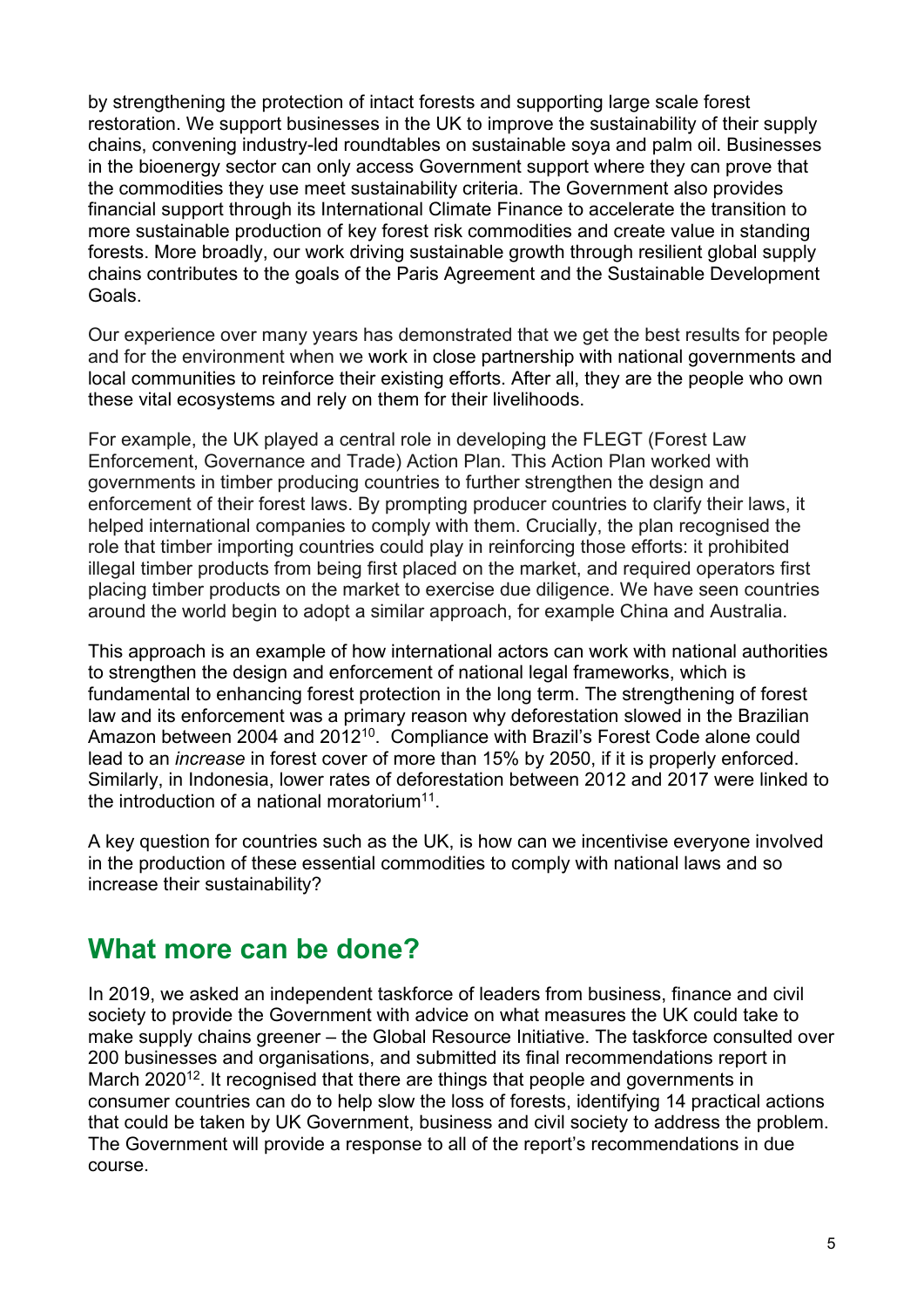by strengthening the protection of intact forests and supporting large scale forest restoration. We support businesses in the UK to improve the sustainability of their supply chains, convening industry-led roundtables on sustainable soya and palm oil. Businesses in the bioenergy sector can only access Government support where they can prove that the commodities they use meet sustainability criteria. The Government also provides financial support through its International Climate Finance to accelerate the transition to more sustainable production of key forest risk commodities and create value in standing forests. More broadly, our work driving sustainable growth through resilient global supply chains contributes to the goals of the Paris Agreement and the Sustainable Development Goals.

Our experience over many years has demonstrated that we get the best results for people and for the environment when we work in close partnership with national governments and local communities to reinforce their existing efforts. After all, they are the people who own these vital ecosystems and rely on them for their livelihoods.

For example, the UK played a central role in developing the FLEGT (Forest Law Enforcement, Governance and Trade) Action Plan. This Action Plan worked with governments in timber producing countries to further strengthen the design and enforcement of their forest laws. By prompting producer countries to clarify their laws, it helped international companies to comply with them. Crucially, the plan recognised the role that timber importing countries could play in reinforcing those efforts: it prohibited illegal timber products from being first placed on the market, and required operators first placing timber products on the market to exercise due diligence. We have seen countries around the world begin to adopt a similar approach, for example China and Australia.

This approach is an example of how international actors can work with national authorities to strengthen the design and enforcement of national legal frameworks, which is fundamental to enhancing forest protection in the long term. The strengthening of forest law and its enforcement was a primary reason why deforestation slowed in the Brazilian Amazon between 2004 and 2012[10]. Compliance with Brazil's Forest Code alone could lead to an *increase* in forest cover of more than 15% by 2050, if it is properly enforced. Similarly, in Indonesia, lower rates of deforestation between 2012 and 2017 were linked to the introduction of a national moratorium[11].

A key question for countries such as the UK, is how can we incentivise everyone involved in the production of these essential commodities to comply with national laws and so increase their sustainability?

## What more can be done?

In 2019, we asked an independent taskforce of leaders from business, finance and civil society to provide the Government with advice on what measures the UK could take to make supply chains greener – the Global Resource Initiative. The taskforce consulted over 200 businesses and organisations, and submitted its final recommendations report in March 2020[12]. It recognised that there are things that people and governments in consumer countries can do to help slow the loss of forests, identifying 14 practical actions that could be taken by UK Government, business and civil society to address the problem. The Government will provide a response to all of the report's recommendations in due course.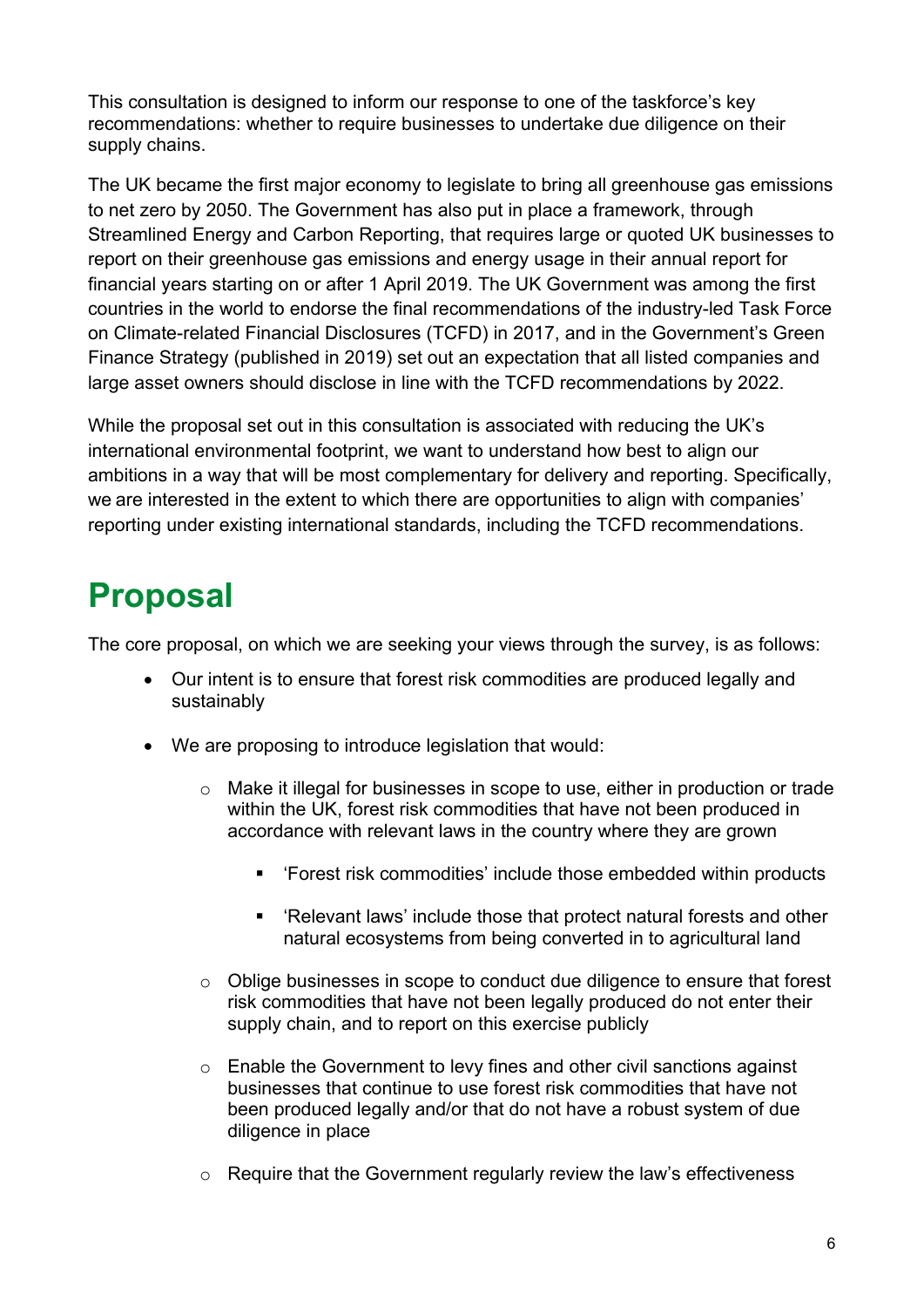This consultation is designed to inform our response to one of the taskforce's key recommendations: whether to require businesses to undertake due diligence on their supply chains.

The UK became the first major economy to legislate to bring all greenhouse gas emissions to net zero by 2050. The Government has also put in place a framework, through Streamlined Energy and Carbon Reporting, that requires large or quoted UK businesses to report on their greenhouse gas emissions and energy usage in their annual report for financial years starting on or after 1 April 2019. The UK Government was among the first countries in the world to endorse the final recommendations of the industry-led Task Force on Climate-related Financial Disclosures (TCFD) in 2017, and in the Government's Green Finance Strategy (published in 2019) set out an expectation that all listed companies and large asset owners should disclose in line with the TCFD recommendations by 2022.

While the proposal set out in this consultation is associated with reducing the UK's international environmental footprint, we want to understand how best to align our ambitions in a way that will be most complementary for delivery and reporting. Specifically, we are interested in the extent to which there are opportunities to align with companies' reporting under existing international standards, including the TCFD recommendations.

# Proposal

The core proposal, on which we are seeking your views through the survey, is as follows:

- Our intent is to ensure that forest risk commodities are produced legally and sustainably
- We are proposing to introduce legislation that would:
    - Make it illegal for businesses in scope to use, either in production or trade within the UK, forest risk commodities that have not been produced in accordance with relevant laws in the country where they are grown
        - 'Forest risk commodities' include those embedded within products
        - 'Relevant laws' include those that protect natural forests and other natural ecosystems from being converted in to agricultural land
    - Oblige businesses in scope to conduct due diligence to ensure that forest risk commodities that have not been legally produced do not enter their supply chain, and to report on this exercise publicly
    - Enable the Government to levy fines and other civil sanctions against businesses that continue to use forest risk commodities that have not been produced legally and/or that do not have a robust system of due diligence in place
    - Require that the Government regularly review the law's effectiveness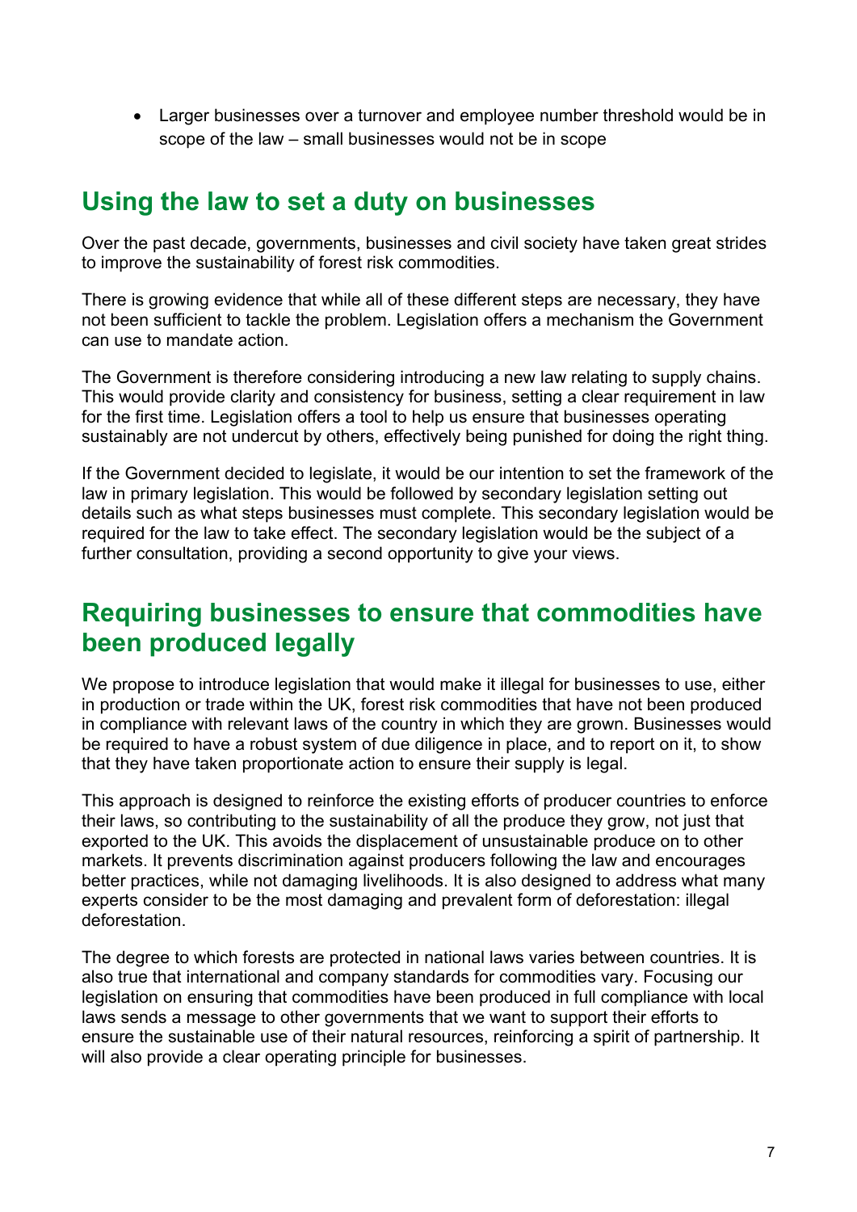- Larger businesses over a turnover and employee number threshold would be in scope of the law – small businesses would not be in scope

## Using the law to set a duty on businesses

Over the past decade, governments, businesses and civil society have taken great strides to improve the sustainability of forest risk commodities.

There is growing evidence that while all of these different steps are necessary, they have not been sufficient to tackle the problem. Legislation offers a mechanism the Government can use to mandate action.

The Government is therefore considering introducing a new law relating to supply chains. This would provide clarity and consistency for business, setting a clear requirement in law for the first time. Legislation offers a tool to help us ensure that businesses operating sustainably are not undercut by others, effectively being punished for doing the right thing.

If the Government decided to legislate, it would be our intention to set the framework of the law in primary legislation. This would be followed by secondary legislation setting out details such as what steps businesses must complete. This secondary legislation would be required for the law to take effect. The secondary legislation would be the subject of a further consultation, providing a second opportunity to give your views.

## Requiring businesses to ensure that commodities have been produced legally

We propose to introduce legislation that would make it illegal for businesses to use, either in production or trade within the UK, forest risk commodities that have not been produced in compliance with relevant laws of the country in which they are grown. Businesses would be required to have a robust system of due diligence in place, and to report on it, to show that they have taken proportionate action to ensure their supply is legal.

This approach is designed to reinforce the existing efforts of producer countries to enforce their laws, so contributing to the sustainability of all the produce they grow, not just that exported to the UK. This avoids the displacement of unsustainable produce on to other markets. It prevents discrimination against producers following the law and encourages better practices, while not damaging livelihoods. It is also designed to address what many experts consider to be the most damaging and prevalent form of deforestation: illegal deforestation.

The degree to which forests are protected in national laws varies between countries. It is also true that international and company standards for commodities vary. Focusing our legislation on ensuring that commodities have been produced in full compliance with local laws sends a message to other governments that we want to support their efforts to ensure the sustainable use of their natural resources, reinforcing a spirit of partnership. It will also provide a clear operating principle for businesses.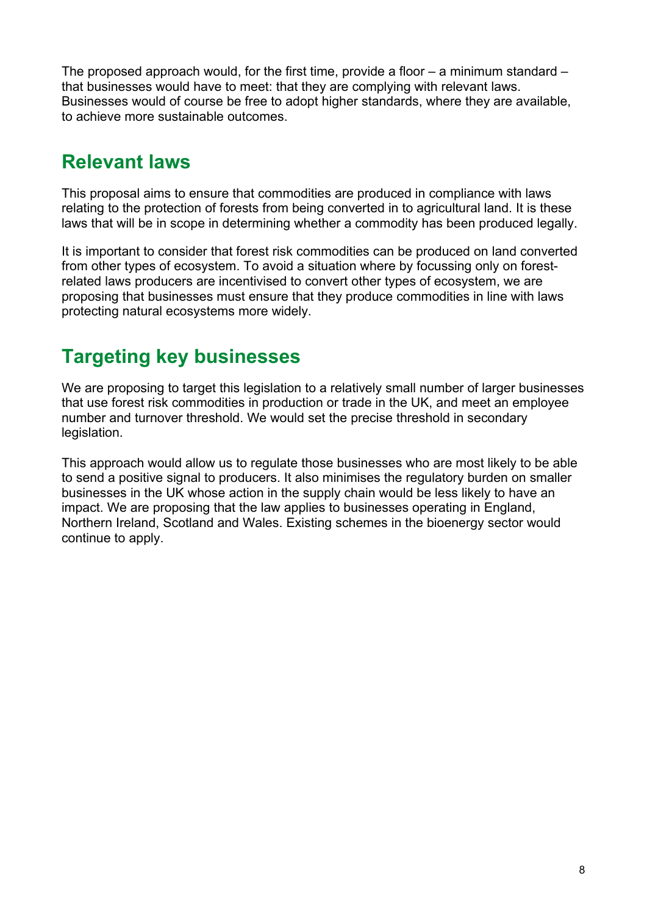The proposed approach would, for the first time, provide a floor – a minimum standard – that businesses would have to meet: that they are complying with relevant laws. Businesses would of course be free to adopt higher standards, where they are available, to achieve more sustainable outcomes.

## Relevant laws

This proposal aims to ensure that commodities are produced in compliance with laws relating to the protection of forests from being converted in to agricultural land. It is these laws that will be in scope in determining whether a commodity has been produced legally.

It is important to consider that forest risk commodities can be produced on land converted from other types of ecosystem. To avoid a situation where by focussing only on forest-related laws producers are incentivised to convert other types of ecosystem, we are proposing that businesses must ensure that they produce commodities in line with laws protecting natural ecosystems more widely.

## Targeting key businesses

We are proposing to target this legislation to a relatively small number of larger businesses that use forest risk commodities in production or trade in the UK, and meet an employee number and turnover threshold. We would set the precise threshold in secondary legislation.

This approach would allow us to regulate those businesses who are most likely to be able to send a positive signal to producers. It also minimises the regulatory burden on smaller businesses in the UK whose action in the supply chain would be less likely to have an impact. We are proposing that the law applies to businesses operating in England, Northern Ireland, Scotland and Wales. Existing schemes in the bioenergy sector would continue to apply.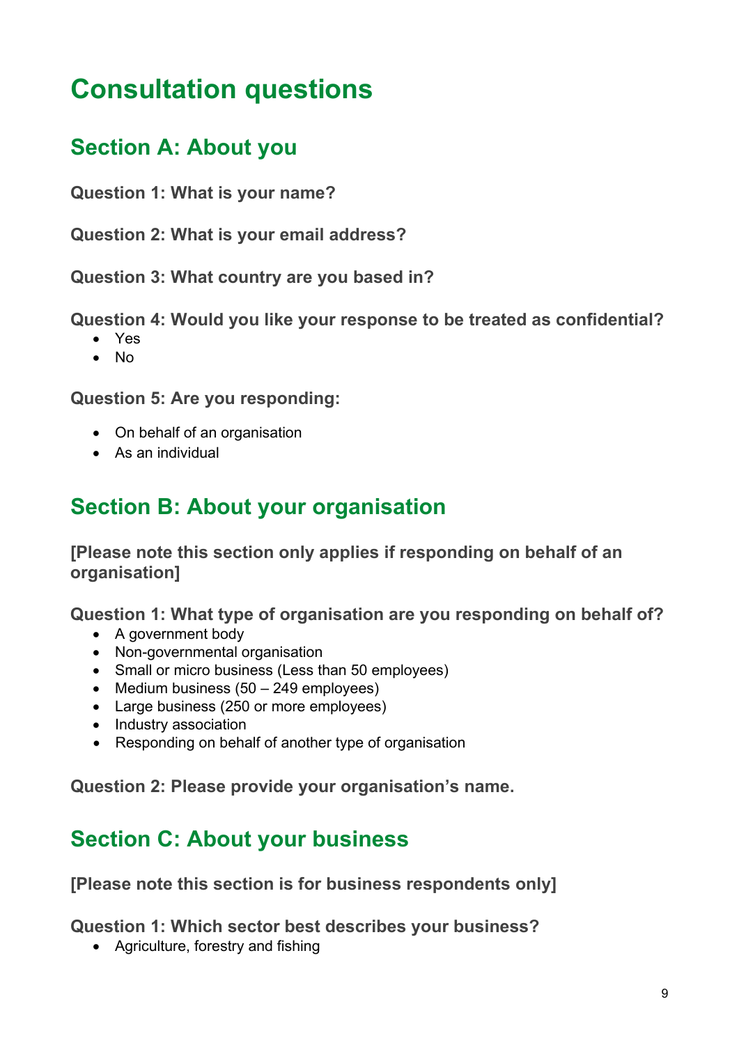# Consultation questions

## Section A: About you

**Question 1: What is your name?**

**Question 2: What is your email address?**

**Question 3: What country are you based in?**

**Question 4: Would you like your response to be treated as confidential?**

- Yes
- No

**Question 5: Are you responding:**

- On behalf of an organisation
- As an individual

## Section B: About your organisation

**[Please note this section only applies if responding on behalf of an organisation]**

**Question 1: What type of organisation are you responding on behalf of?**

- A government body
- Non-governmental organisation
- Small or micro business (Less than 50 employees)
- Medium business (50 – 249 employees)
- Large business (250 or more employees)
- Industry association
- Responding on behalf of another type of organisation

**Question 2: Please provide your organisation's name.**

## Section C: About your business

**[Please note this section is for business respondents only]**

**Question 1: Which sector best describes your business?**

- Agriculture, forestry and fishing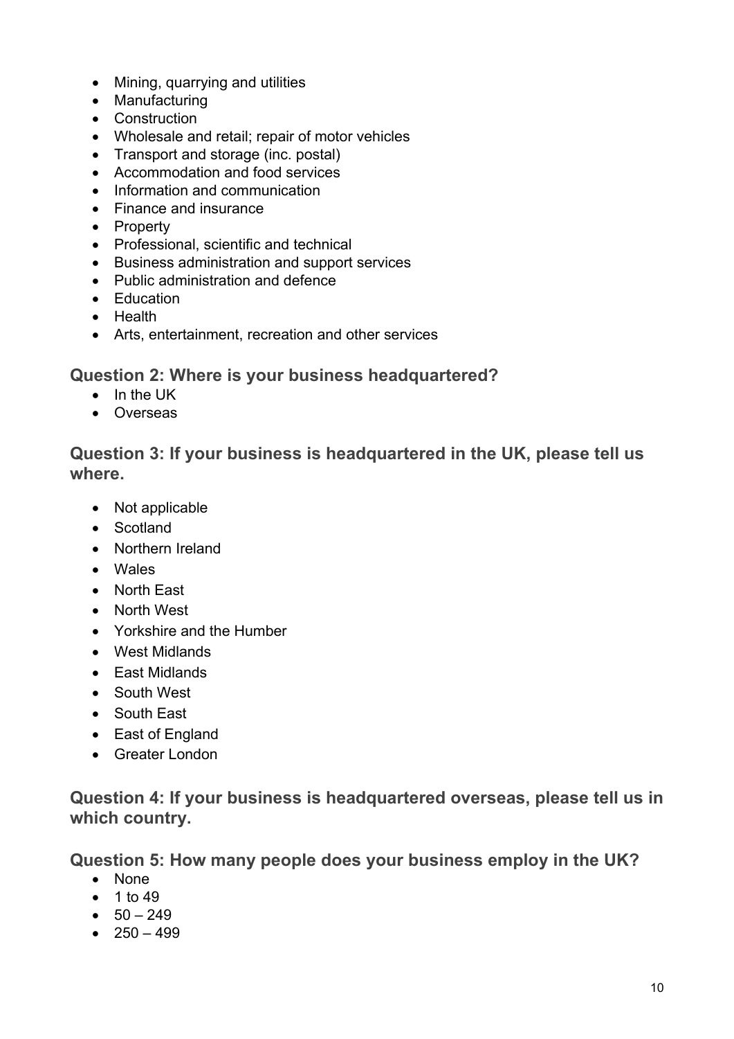- Mining, quarrying and utilities
- Manufacturing
- Construction
- Wholesale and retail; repair of motor vehicles
- Transport and storage (inc. postal)
- Accommodation and food services
- Information and communication
- Finance and insurance
- Property
- Professional, scientific and technical
- Business administration and support services
- Public administration and defence
- Education
- Health
- Arts, entertainment, recreation and other services

### Question 2: Where is your business headquartered?

- In the UK
- Overseas

### Question 3: If your business is headquartered in the UK, please tell us where.

- Not applicable
- Scotland
- Northern Ireland
- Wales
- North East
- North West
- Yorkshire and the Humber
- West Midlands
- East Midlands
- South West
- South East
- East of England
- Greater London

### Question 4: If your business is headquartered overseas, please tell us in which country.

### Question 5: How many people does your business employ in the UK?

- None
- 1 to 49
- 50 – 249
- 250 – 499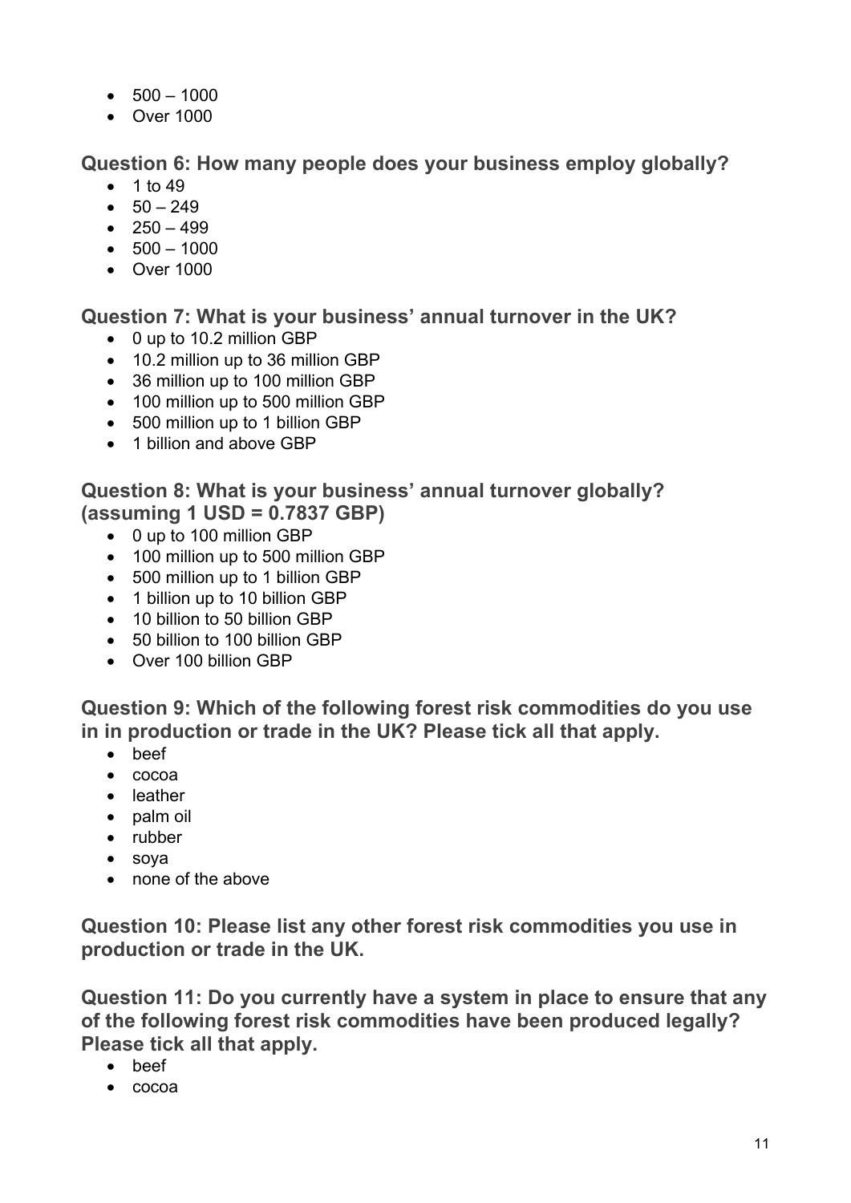- 500 – 1000
- Over 1000

**Question 6: How many people does your business employ globally?**

- 1 to 49
- 50 – 249
- 250 – 499
- 500 – 1000
- Over 1000

**Question 7: What is your business' annual turnover in the UK?**

- 0 up to 10.2 million GBP
- 10.2 million up to 36 million GBP
- 36 million up to 100 million GBP
- 100 million up to 500 million GBP
- 500 million up to 1 billion GBP
- 1 billion and above GBP

**Question 8: What is your business' annual turnover globally? (assuming 1 USD = 0.7837 GBP)**

- 0 up to 100 million GBP
- 100 million up to 500 million GBP
- 500 million up to 1 billion GBP
- 1 billion up to 10 billion GBP
- 10 billion to 50 billion GBP
- 50 billion to 100 billion GBP
- Over 100 billion GBP

**Question 9: Which of the following forest risk commodities do you use in in production or trade in the UK? Please tick all that apply.**

- beef
- cocoa
- leather
- palm oil
- rubber
- soya
- none of the above

**Question 10: Please list any other forest risk commodities you use in production or trade in the UK.**

**Question 11: Do you currently have a system in place to ensure that any of the following forest risk commodities have been produced legally? Please tick all that apply.**

- beef
- cocoa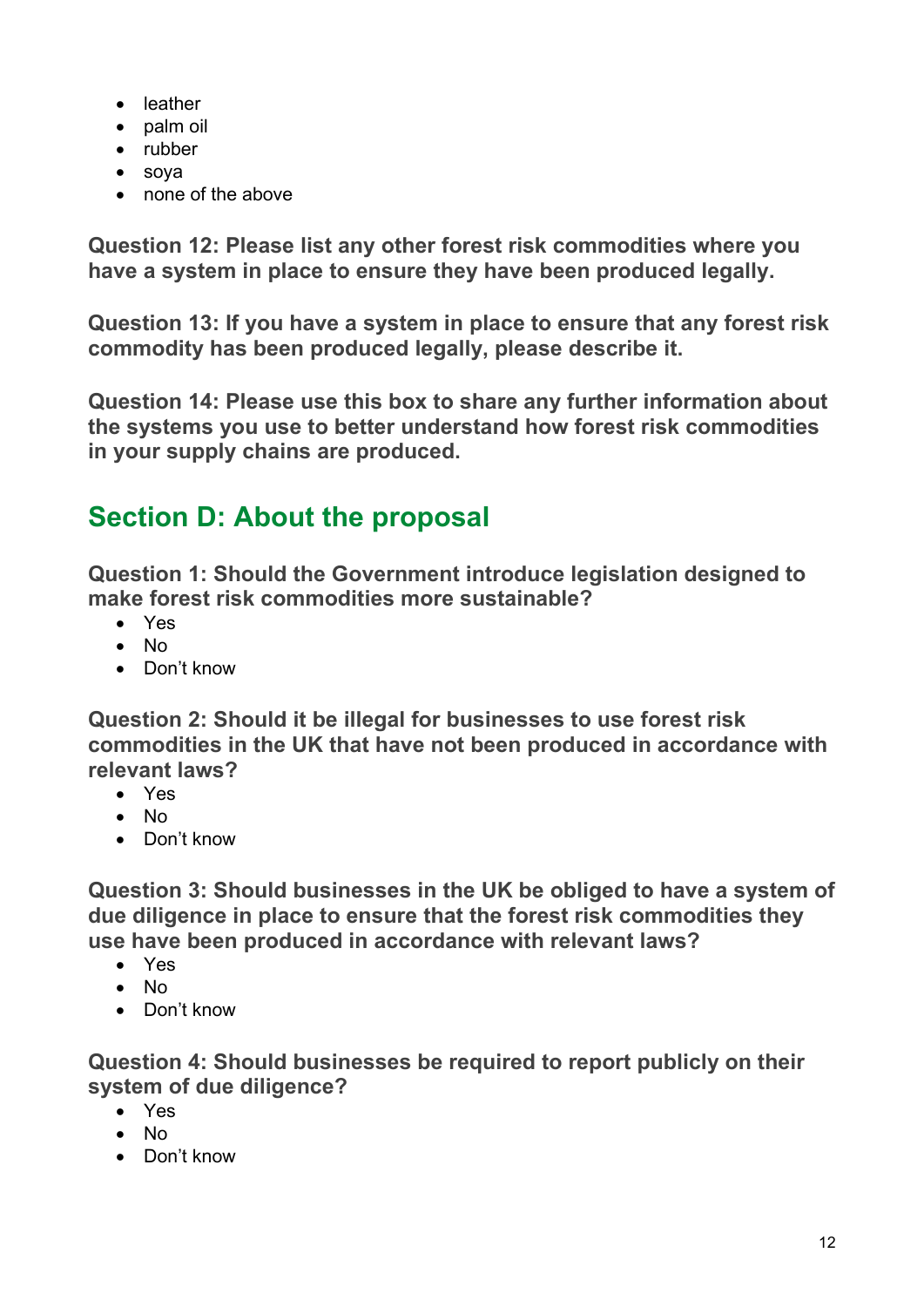- leather
- palm oil
- rubber
- soya
- none of the above

**Question 12: Please list any other forest risk commodities where you have a system in place to ensure they have been produced legally.**

**Question 13: If you have a system in place to ensure that any forest risk commodity has been produced legally, please describe it.**

**Question 14: Please use this box to share any further information about the systems you use to better understand how forest risk commodities in your supply chains are produced.**

## Section D: About the proposal

**Question 1: Should the Government introduce legislation designed to make forest risk commodities more sustainable?**

- Yes
- No
- Don't know

**Question 2: Should it be illegal for businesses to use forest risk commodities in the UK that have not been produced in accordance with relevant laws?**

- Yes
- No
- Don't know

**Question 3: Should businesses in the UK be obliged to have a system of due diligence in place to ensure that the forest risk commodities they use have been produced in accordance with relevant laws?**

- Yes
- No
- Don't know

**Question 4: Should businesses be required to report publicly on their system of due diligence?**

- Yes
- No
- Don't know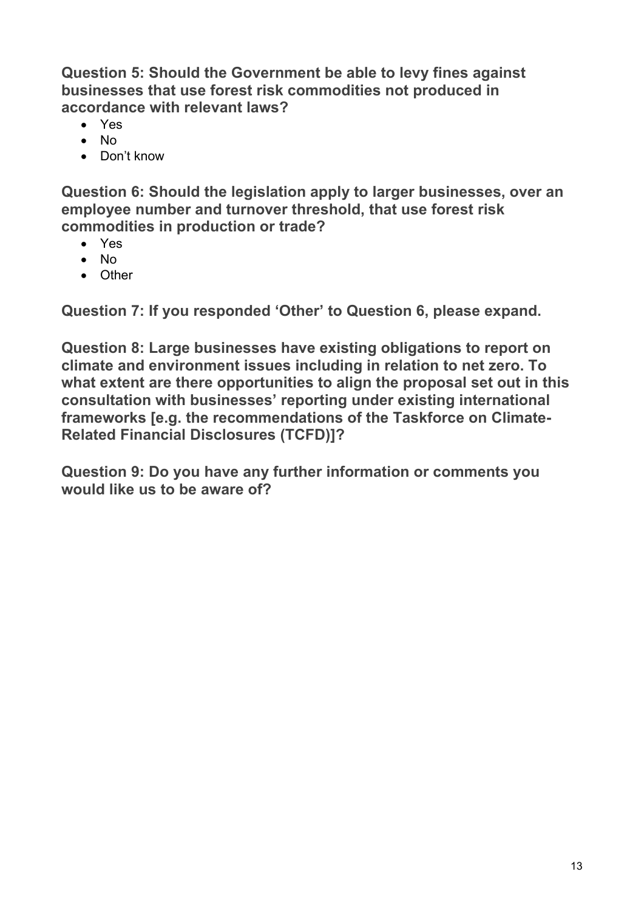**Question 5: Should the Government be able to levy fines against businesses that use forest risk commodities not produced in accordance with relevant laws?**

- Yes
- No
- Don't know

**Question 6: Should the legislation apply to larger businesses, over an employee number and turnover threshold, that use forest risk commodities in production or trade?**

- Yes
- No
- Other

**Question 7: If you responded 'Other' to Question 6, please expand.**

**Question 8: Large businesses have existing obligations to report on climate and environment issues including in relation to net zero. To what extent are there opportunities to align the proposal set out in this consultation with businesses' reporting under existing international frameworks [e.g. the recommendations of the Taskforce on Climate-Related Financial Disclosures (TCFD)]?**

**Question 9: Do you have any further information or comments you would like us to be aware of?**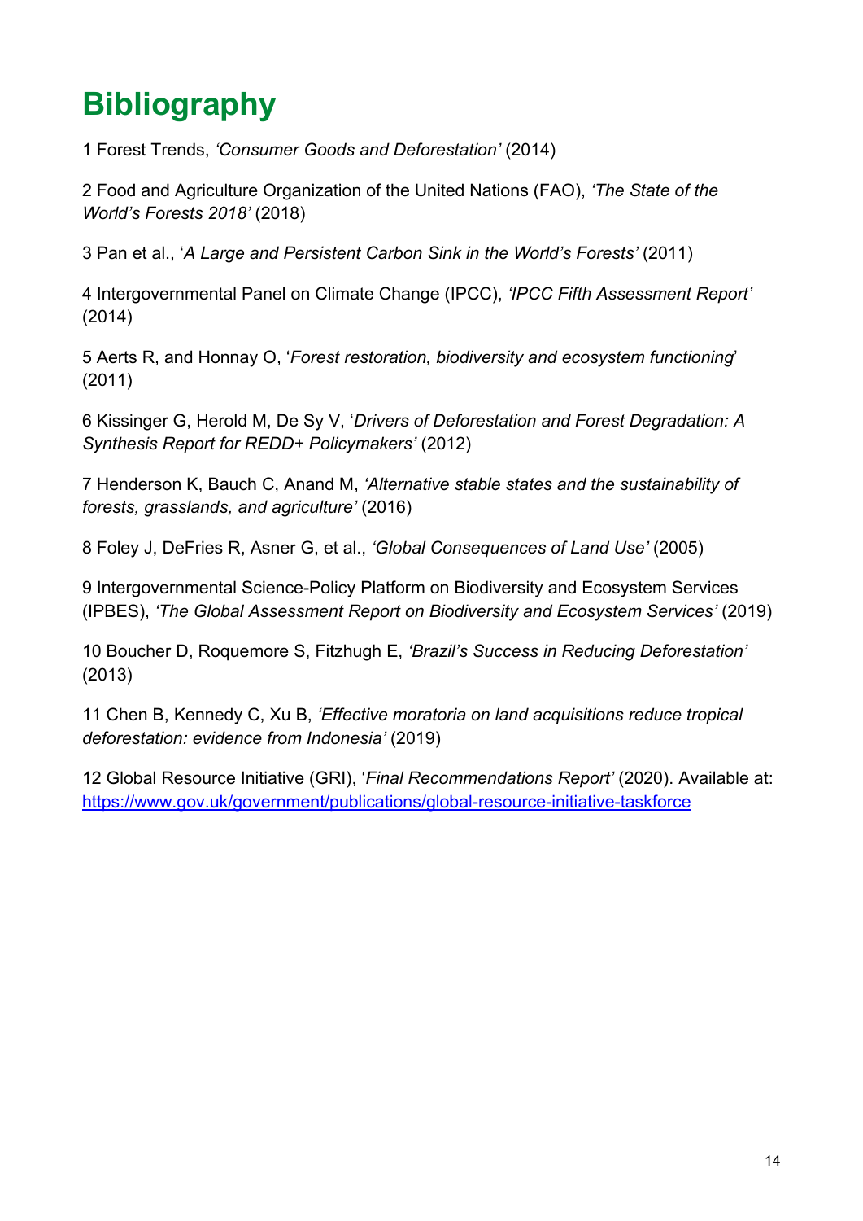# Bibliography

1 Forest Trends, *'Consumer Goods and Deforestation'* (2014)

2 Food and Agriculture Organization of the United Nations (FAO), *'The State of the World's Forests 2018'* (2018)

3 Pan et al., '*A Large and Persistent Carbon Sink in the World's Forests'* (2011)

4 Intergovernmental Panel on Climate Change (IPCC), *'IPCC Fifth Assessment Report'* (2014)

5 Aerts R, and Honnay O, '*Forest restoration, biodiversity and ecosystem functioning*' (2011)

6 Kissinger G, Herold M, De Sy V, '*Drivers of Deforestation and Forest Degradation: A Synthesis Report for REDD+ Policymakers'* (2012)

7 Henderson K, Bauch C, Anand M, *'Alternative stable states and the sustainability of forests, grasslands, and agriculture'* (2016)

8 Foley J, DeFries R, Asner G, et al., *'Global Consequences of Land Use'* (2005)

9 Intergovernmental Science-Policy Platform on Biodiversity and Ecosystem Services (IPBES), *'The Global Assessment Report on Biodiversity and Ecosystem Services'* (2019)

10 Boucher D, Roquemore S, Fitzhugh E, *'Brazil's Success in Reducing Deforestation'* (2013)

11 Chen B, Kennedy C, Xu B, *'Effective moratoria on land acquisitions reduce tropical deforestation: evidence from Indonesia'* (2019)

12 Global Resource Initiative (GRI), '*Final Recommendations Report'* (2020). Available at: https://www.gov.uk/government/publications/global-resource-initiative-taskforce